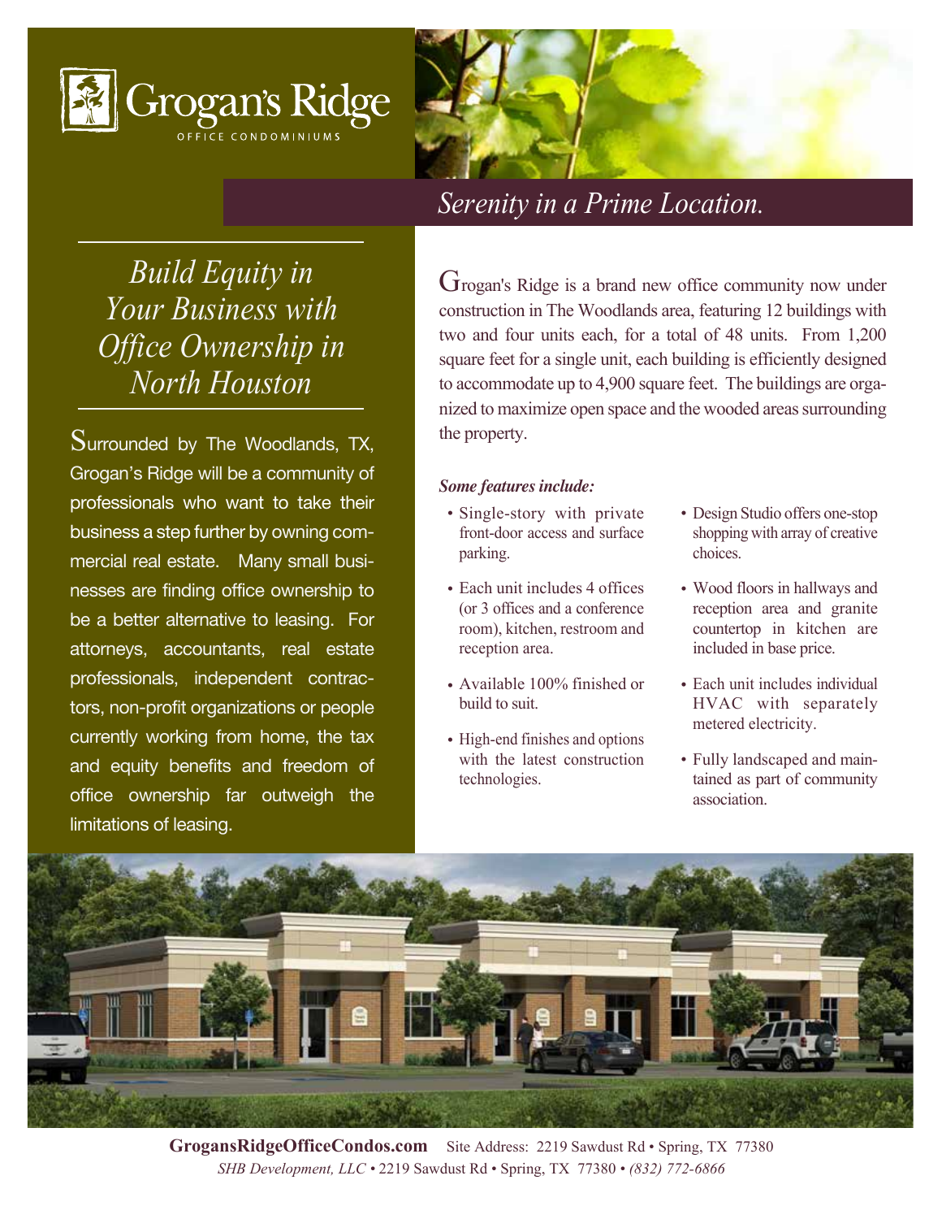# Grogan's Ridge

OFFICE CONDOMINIUMS

*Serenity in a Prime Location.*

## *Build Equity in Your Business with Office Ownership in North Houston*

Surrounded by The Woodlands, TX, Grogan's Ridge will be a community of professionals who want to take their business a step further by owning commercial real estate. Many small businesses are finding office ownership to be a better alternative to leasing. For attorneys, accountants, real estate professionals, independent contractors, non-profit organizations or people currently working from home, the tax and equity benefits and freedom of office ownership far outweigh the limitations of leasing.

Grogan's Ridge is a brand new office community now under construction in The Woodlands area, featuring 12 buildings with two and four units each, for a total of 48 units. From 1,200 square feet for a single unit, each building is efficiently designed to accommodate up to 4,900 square feet. The buildings are organized to maximize open space and the wooded areas surrounding the property.

***Some features include:***

- Single-story with private front-door access and surface parking.
- Each unit includes 4 offices (or 3 offices and a conference room), kitchen, restroom and reception area.
- Available 100% finished or build to suit.
- High-end finishes and options with the latest construction technologies.
- Design Studio offers one-stop shopping with array of creative choices.
- Wood floors in hallways and reception area and granite countertop in kitchen are included in base price.
- Each unit includes individual HVAC with separately metered electricity.
- Fully landscaped and maintained as part of community association.

**GrogansRidgeOfficeCondos.com** Site Address: 2219 Sawdust Rd • Spring, TX 77380

*SHB Development, LLC* • 2219 Sawdust Rd • Spring, TX 77380 • *(832) 772-6866*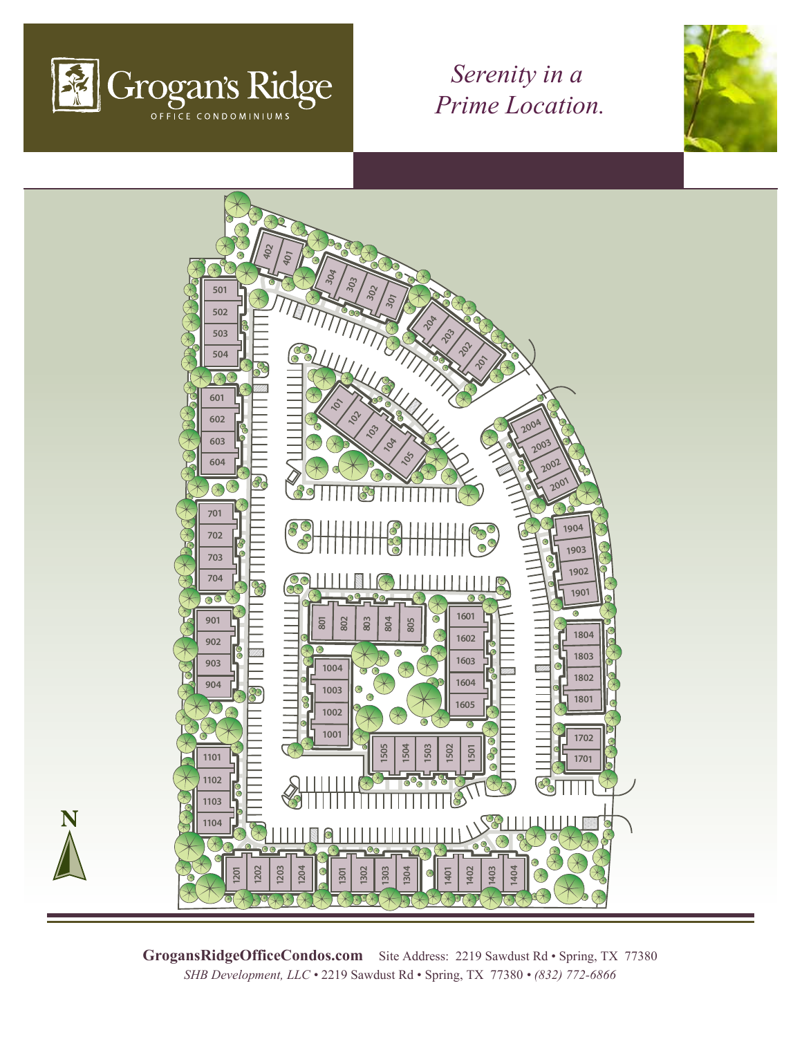# Grogan's Ridge

OFFICE CONDOMINIUMS

*Serenity in a Prime Location.*

N

501
502
503
504
601
602
603
604
701
702
703
704
901
902
903
904
1101
1102
1103
1104
402
401
304
303
302
301
204
203
202
201
101
102
103
104
105
2004
2003
2002
2001
1904
1903
1902
1901
801
802
803
804
805
1601
1602
1603
1604
1605
1004
1003
1002
1001
1505
1504
1503
1502
1501
1804
1803
1802
1801
1702
1701
1201
1202
1203
1204
1301
1302
1303
1304
1401
1402
1403
1404

**GrogansRidgeOfficeCondos.com** Site Address: 2219 Sawdust Rd • Spring, TX 77380

*SHB Development, LLC* • 2219 Sawdust Rd • Spring, TX 77380 • *(832) 772-6866*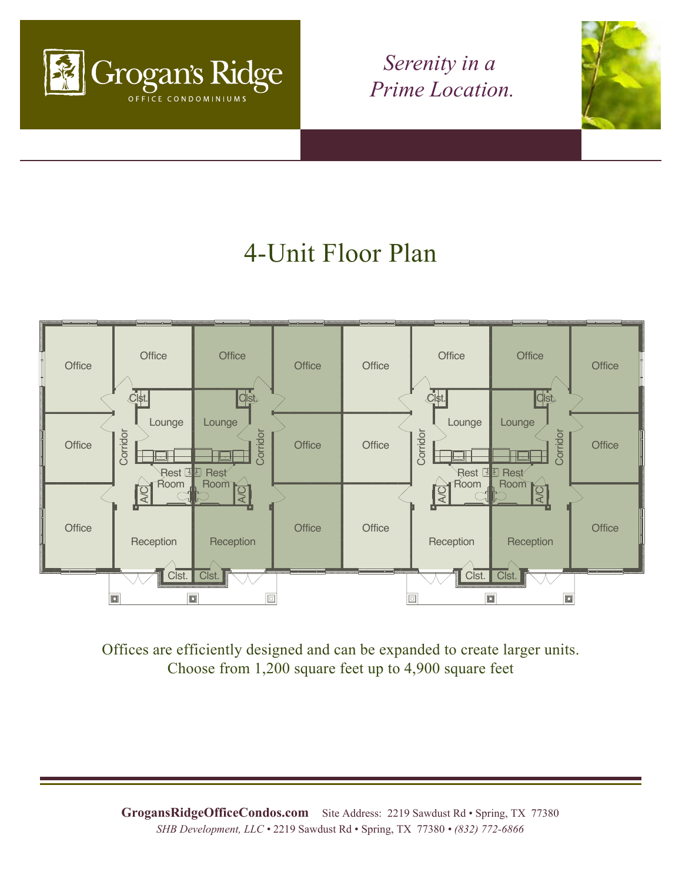Grogan's Ridge

OFFICE CONDOMINIUMS

*Serenity in a Prime Location.*

# 4-Unit Floor Plan

Offices are efficiently designed and can be expanded to create larger units.
Choose from 1,200 square feet up to 4,900 square feet

**GrogansRidgeOfficeCondos.com** Site Address: 2219 Sawdust Rd • Spring, TX 77380

*SHB Development, LLC* • 2219 Sawdust Rd • Spring, TX 77380 • *(832) 772-6866*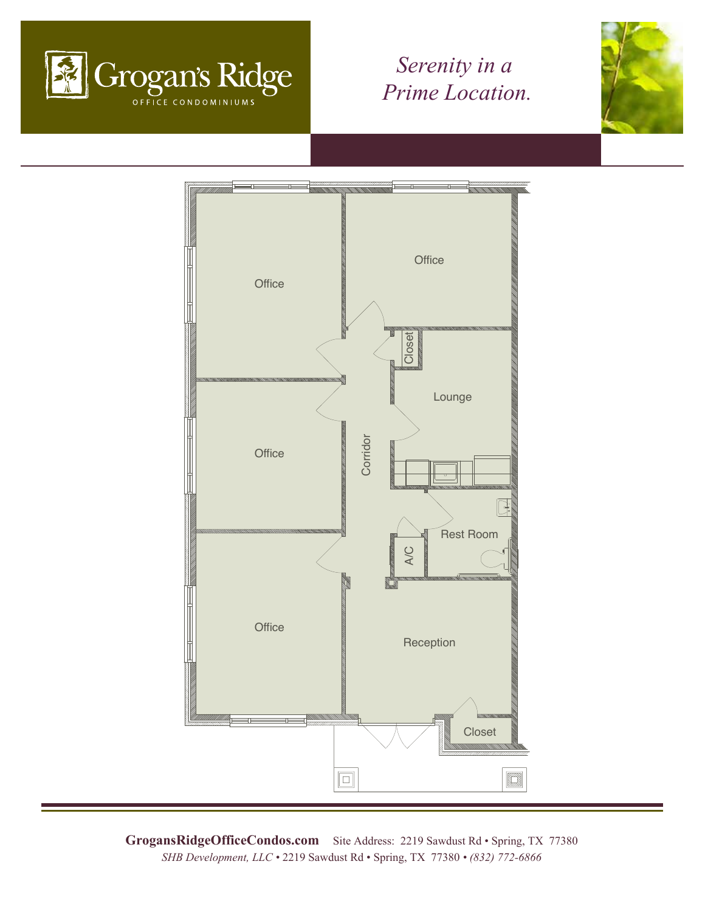Grogan's Ridge

OFFICE CONDOMINIUMS

*Serenity in a Prime Location.*

Office

Office

Closet

Lounge

Office

Corridor

Rest Room

A/C

Office

Reception

Closet

**GrogansRidgeOfficeCondos.com** Site Address: 2219 Sawdust Rd • Spring, TX 77380

*SHB Development, LLC* • 2219 Sawdust Rd • Spring, TX 77380 • *(832) 772-6866*